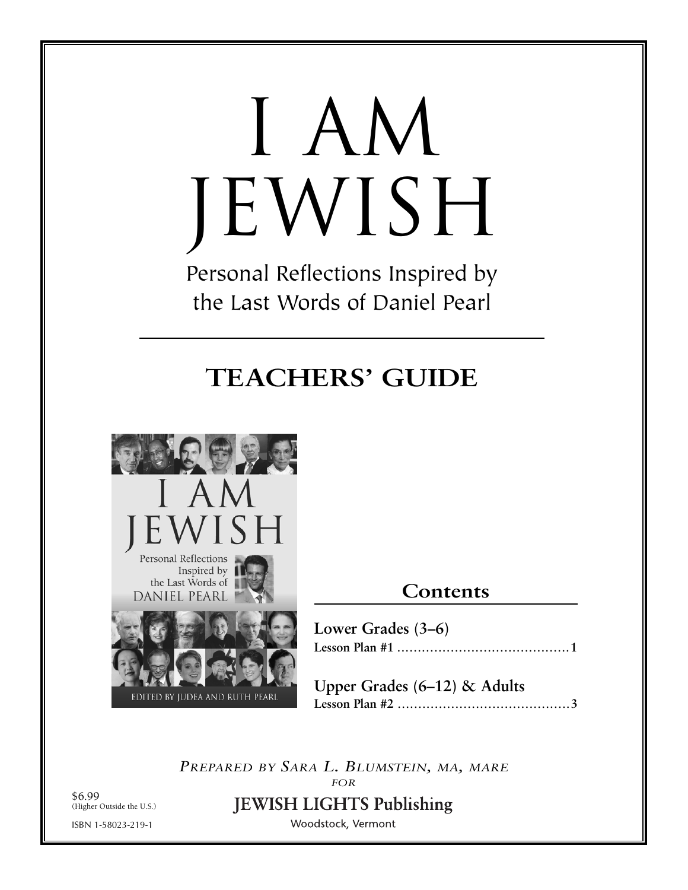# I AM JEWISH

Personal Reflections Inspired by the Last Words of Daniel Pearl

## TEACHERS' GUIDE

## Contents

**Lower Grades (3–6)**
**Lesson Plan #1** .......................................... 1

**Upper Grades (6–12) & Adults**
**Lesson Plan #2** .......................................... 3

*PREPARED BY SARA L. BLUMSTEIN, MA, MARE*
*FOR*

**JEWISH LIGHTS Publishing**
Woodstock, Vermont

$6.99
(Higher Outside the U.S.)

ISBN 1-58023-219-1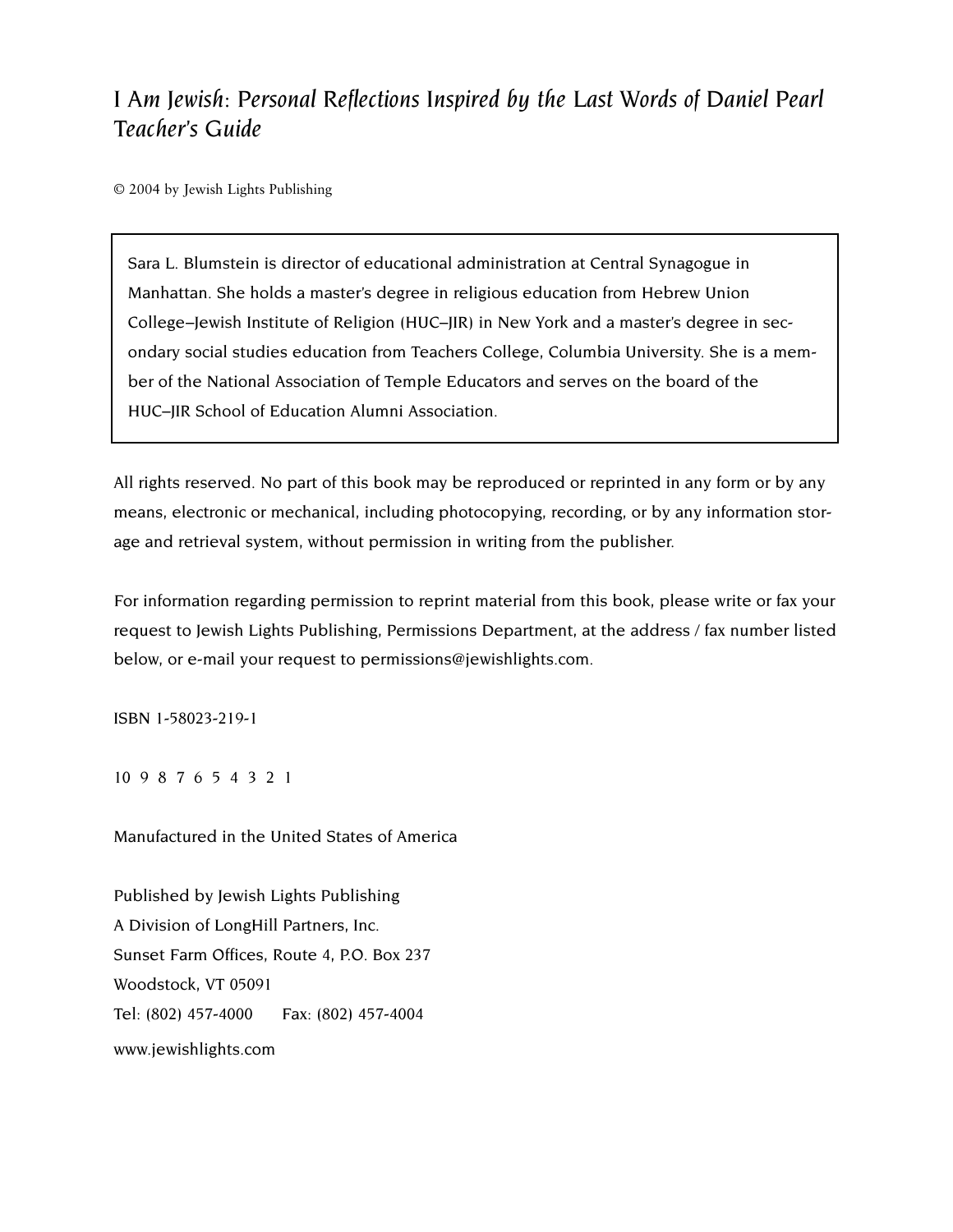*I Am Jewish: Personal Reflections Inspired by the Last Words of Daniel Pearl*
*Teacher's Guide*

© 2004 by Jewish Lights Publishing

> Sara L. Blumstein is director of educational administration at Central Synagogue in Manhattan. She holds a master's degree in religious education from Hebrew Union College–Jewish Institute of Religion (HUC–JIR) in New York and a master's degree in secondary social studies education from Teachers College, Columbia University. She is a member of the National Association of Temple Educators and serves on the board of the HUC–JIR School of Education Alumni Association.

All rights reserved. No part of this book may be reproduced or reprinted in any form or by any means, electronic or mechanical, including photocopying, recording, or by any information storage and retrieval system, without permission in writing from the publisher.

For information regarding permission to reprint material from this book, please write or fax your request to Jewish Lights Publishing, Permissions Department, at the address / fax number listed below, or e-mail your request to permissions@jewishlights.com.

ISBN 1-58023-219-1

10 9 8 7 6 5 4 3 2 1

Manufactured in the United States of America

Published by Jewish Lights Publishing
A Division of LongHill Partners, Inc.
Sunset Farm Offices, Route 4, P.O. Box 237
Woodstock, VT 05091
Tel: (802) 457-4000 Fax: (802) 457-4004
www.jewishlights.com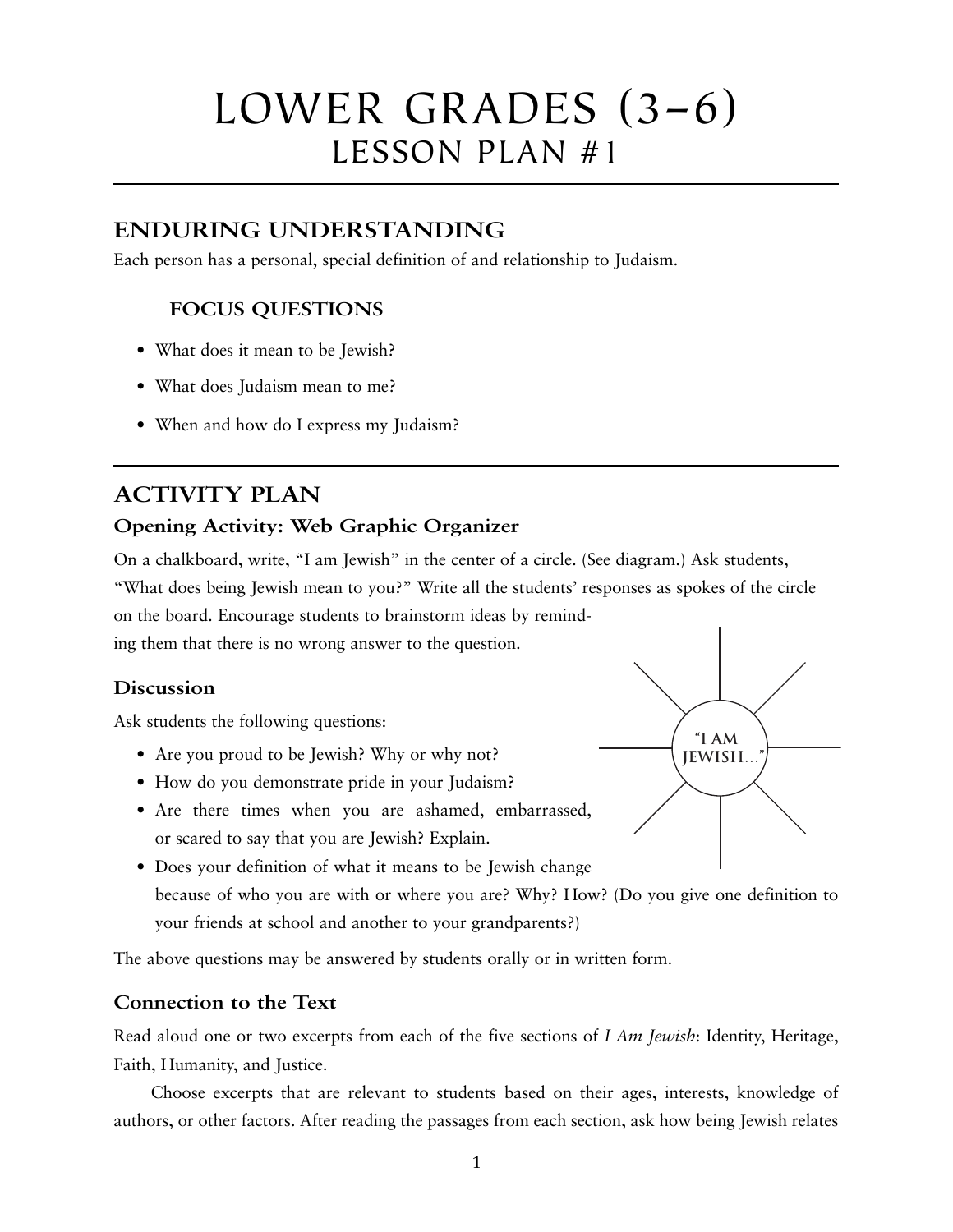# LOWER GRADES (3–6)
## LESSON PLAN #1

## ENDURING UNDERSTANDING

Each person has a personal, special definition of and relationship to Judaism.

### FOCUS QUESTIONS

- What does it mean to be Jewish?
- What does Judaism mean to me?
- When and how do I express my Judaism?

## ACTIVITY PLAN

### Opening Activity: Web Graphic Organizer

On a chalkboard, write, "I am Jewish" in the center of a circle. (See diagram.) Ask students, "What does being Jewish mean to you?" Write all the students' responses as spokes of the circle on the board. Encourage students to brainstorm ideas by reminding them that there is no wrong answer to the question.

"I AM JEWISH..."

### Discussion

Ask students the following questions:

- Are you proud to be Jewish? Why or why not?
- How do you demonstrate pride in your Judaism?
- Are there times when you are ashamed, embarrassed, or scared to say that you are Jewish? Explain.
- Does your definition of what it means to be Jewish change because of who you are with or where you are? Why? How? (Do you give one definition to your friends at school and another to your grandparents?)

The above questions may be answered by students orally or in written form.

### Connection to the Text

Read aloud one or two excerpts from each of the five sections of *I Am Jewish*: Identity, Heritage, Faith, Humanity, and Justice.

Choose excerpts that are relevant to students based on their ages, interests, knowledge of authors, or other factors. After reading the passages from each section, ask how being Jewish relates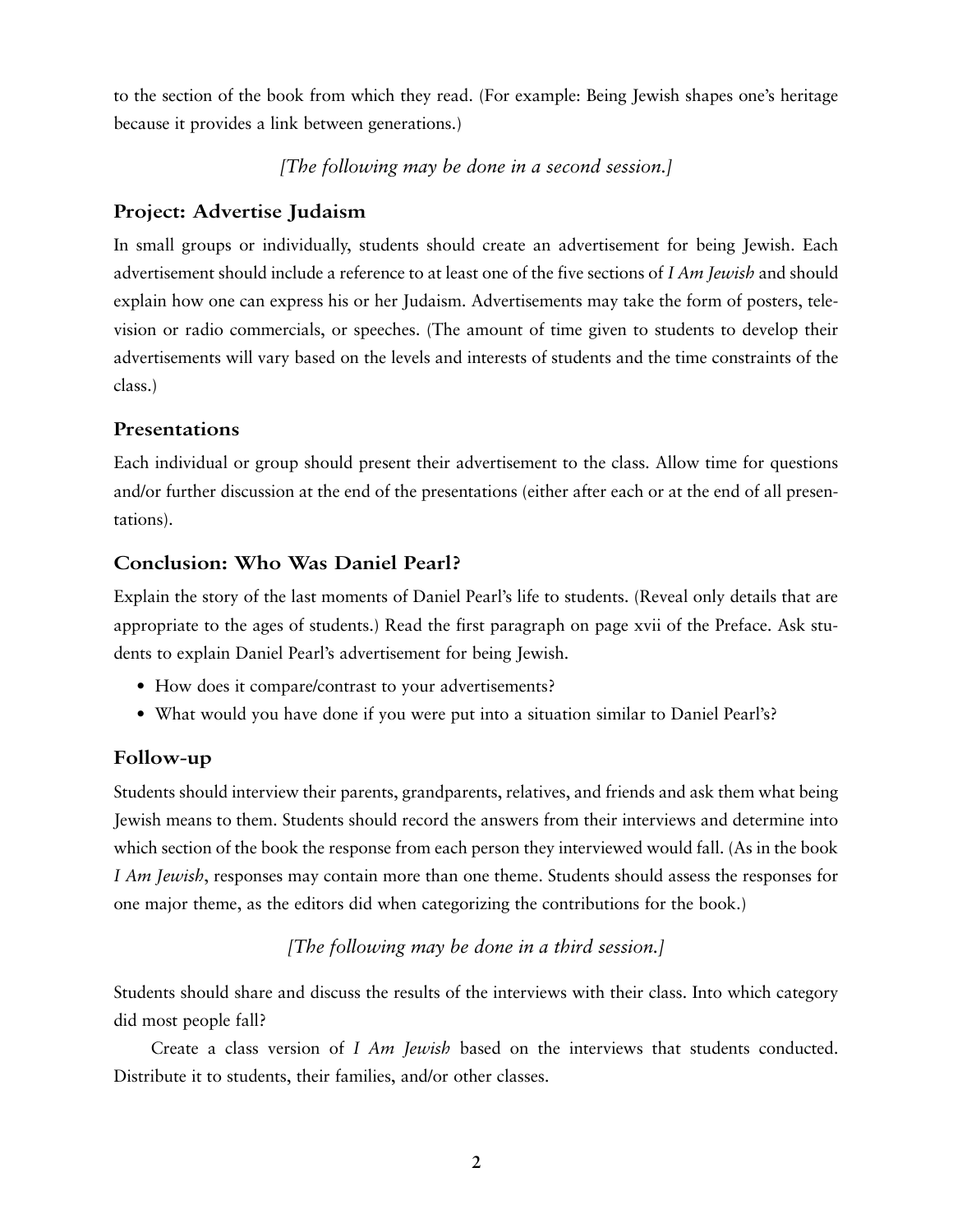to the section of the book from which they read. (For example: Being Jewish shapes one's heritage because it provides a link between generations.)

*[The following may be done in a second session.]*

### Project: Advertise Judaism

In small groups or individually, students should create an advertisement for being Jewish. Each advertisement should include a reference to at least one of the five sections of *I Am Jewish* and should explain how one can express his or her Judaism. Advertisements may take the form of posters, television or radio commercials, or speeches. (The amount of time given to students to develop their advertisements will vary based on the levels and interests of students and the time constraints of the class.)

### Presentations

Each individual or group should present their advertisement to the class. Allow time for questions and/or further discussion at the end of the presentations (either after each or at the end of all presentations).

### Conclusion: Who Was Daniel Pearl?

Explain the story of the last moments of Daniel Pearl's life to students. (Reveal only details that are appropriate to the ages of students.) Read the first paragraph on page xvii of the Preface. Ask students to explain Daniel Pearl's advertisement for being Jewish.

- How does it compare/contrast to your advertisements?
- What would you have done if you were put into a situation similar to Daniel Pearl's?

### Follow-up

Students should interview their parents, grandparents, relatives, and friends and ask them what being Jewish means to them. Students should record the answers from their interviews and determine into which section of the book the response from each person they interviewed would fall. (As in the book *I Am Jewish*, responses may contain more than one theme. Students should assess the responses for one major theme, as the editors did when categorizing the contributions for the book.)

*[The following may be done in a third session.]*

Students should share and discuss the results of the interviews with their class. Into which category did most people fall?

Create a class version of *I Am Jewish* based on the interviews that students conducted. Distribute it to students, their families, and/or other classes.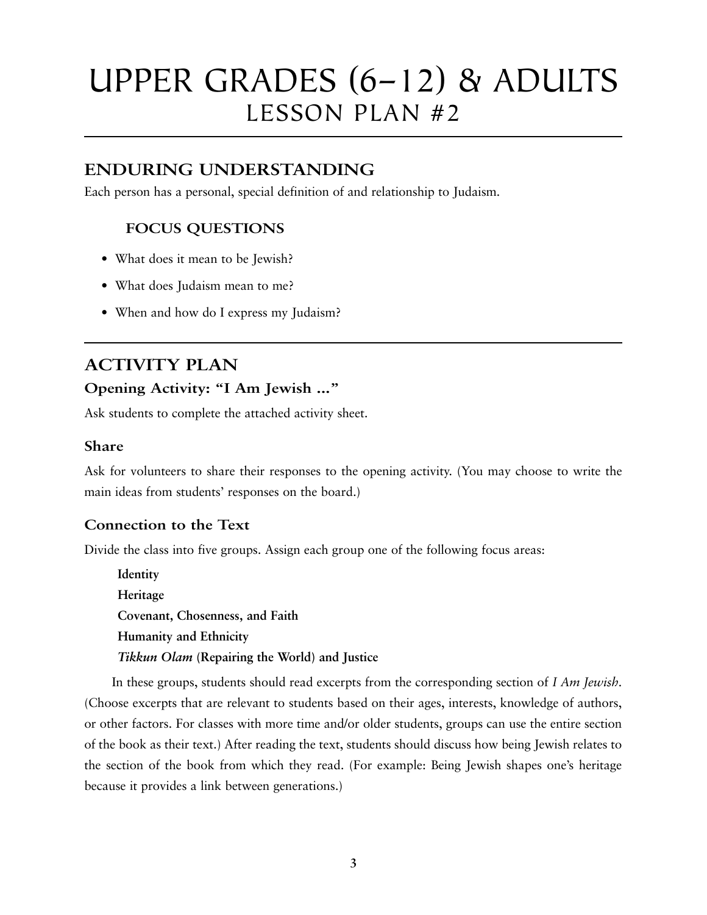# UPPER GRADES (6–12) & ADULTS
## LESSON PLAN #2

## ENDURING UNDERSTANDING

Each person has a personal, special definition of and relationship to Judaism.

### FOCUS QUESTIONS

- What does it mean to be Jewish?
- What does Judaism mean to me?
- When and how do I express my Judaism?

## ACTIVITY PLAN

### Opening Activity: "I Am Jewish ..."

Ask students to complete the attached activity sheet.

### Share

Ask for volunteers to share their responses to the opening activity. (You may choose to write the main ideas from students' responses on the board.)

### Connection to the Text

Divide the class into five groups. Assign each group one of the following focus areas:

**Identity**
**Heritage**
**Covenant, Chosenness, and Faith**
**Humanity and Ethnicity**
***Tikkun Olam* (Repairing the World) and Justice**

In these groups, students should read excerpts from the corresponding section of *I Am Jewish*. (Choose excerpts that are relevant to students based on their ages, interests, knowledge of authors, or other factors. For classes with more time and/or older students, groups can use the entire section of the book as their text.) After reading the text, students should discuss how being Jewish relates to the section of the book from which they read. (For example: Being Jewish shapes one's heritage because it provides a link between generations.)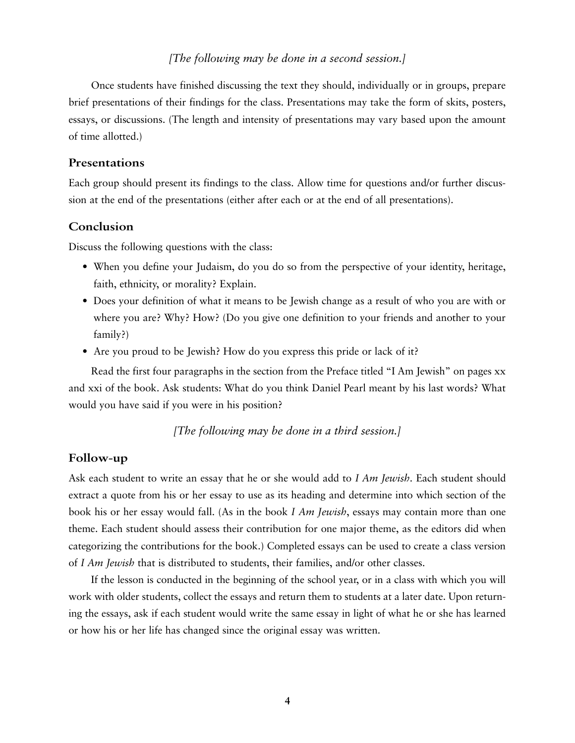*[The following may be done in a second session.]*

Once students have finished discussing the text they should, individually or in groups, prepare brief presentations of their findings for the class. Presentations may take the form of skits, posters, essays, or discussions. (The length and intensity of presentations may vary based upon the amount of time allotted.)

### Presentations

Each group should present its findings to the class. Allow time for questions and/or further discussion at the end of the presentations (either after each or at the end of all presentations).

### Conclusion

Discuss the following questions with the class:

- When you define your Judaism, do you do so from the perspective of your identity, heritage, faith, ethnicity, or morality? Explain.
- Does your definition of what it means to be Jewish change as a result of who you are with or where you are? Why? How? (Do you give one definition to your friends and another to your family?)
- Are you proud to be Jewish? How do you express this pride or lack of it?

Read the first four paragraphs in the section from the Preface titled "I Am Jewish" on pages xx and xxi of the book. Ask students: What do you think Daniel Pearl meant by his last words? What would you have said if you were in his position?

*[The following may be done in a third session.]*

### Follow-up

Ask each student to write an essay that he or she would add to *I Am Jewish*. Each student should extract a quote from his or her essay to use as its heading and determine into which section of the book his or her essay would fall. (As in the book *I Am Jewish*, essays may contain more than one theme. Each student should assess their contribution for one major theme, as the editors did when categorizing the contributions for the book.) Completed essays can be used to create a class version of *I Am Jewish* that is distributed to students, their families, and/or other classes.

If the lesson is conducted in the beginning of the school year, or in a class with which you will work with older students, collect the essays and return them to students at a later date. Upon returning the essays, ask if each student would write the same essay in light of what he or she has learned or how his or her life has changed since the original essay was written.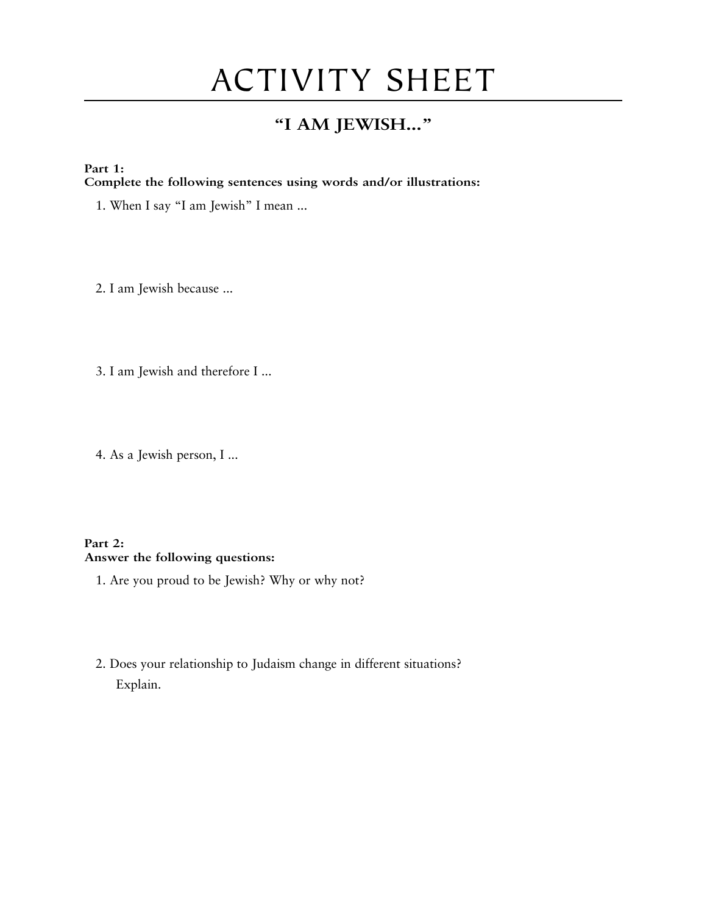# ACTIVITY SHEET

## "I AM JEWISH…"

**Part 1:**
**Complete the following sentences using words and/or illustrations:**

1. When I say "I am Jewish" I mean ...

2. I am Jewish because ...

3. I am Jewish and therefore I ...

4. As a Jewish person, I ...

**Part 2:**
**Answer the following questions:**

1. Are you proud to be Jewish? Why or why not?

2. Does your relationship to Judaism change in different situations? Explain.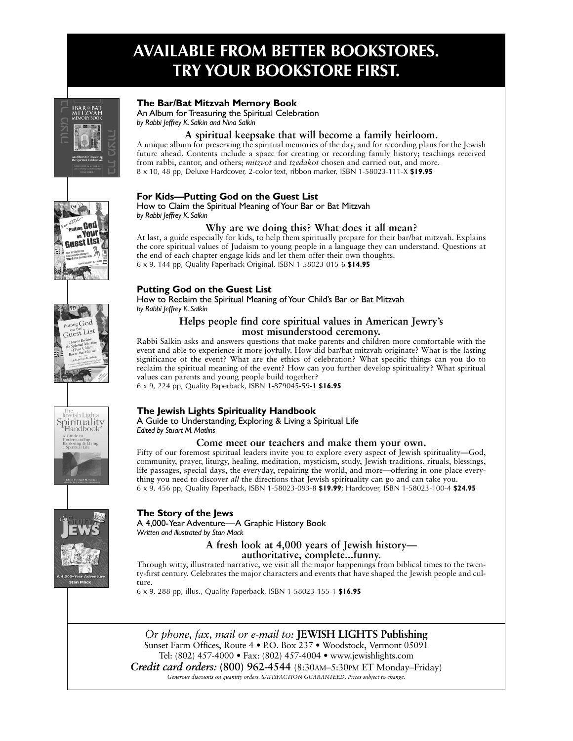# AVAILABLE FROM BETTER BOOKSTORES. TRY YOUR BOOKSTORE FIRST.

**The Bar/Bat Mitzvah Memory Book**
An Album for Treasuring the Spiritual Celebration
*by Rabbi Jeffrey K. Salkin and Nina Salkin*

**A spiritual keepsake that will become a family heirloom.**
A unique album for preserving the spiritual memories of the day, and for recording plans for the Jewish future ahead. Contents include a space for creating or recording family history; teachings received from rabbi, cantor, and others; *mitzvot* and *tzedakot* chosen and carried out, and more.
8 x 10, 48 pp, Deluxe Hardcover, 2-color text, ribbon marker, ISBN 1-58023-111-X **$19.95**

**For Kids—Putting God on the Guest List**
How to Claim the Spiritual Meaning of Your Bar or Bat Mitzvah
*by Rabbi Jeffrey K. Salkin*

**Why are we doing this? What does it all mean?**
At last, a guide especially for kids, to help them spiritually prepare for their bar/bat mitzvah. Explains the core spiritual values of Judaism to young people in a language they can understand. Questions at the end of each chapter engage kids and let them offer their own thoughts.
6 x 9, 144 pp, Quality Paperback Original, ISBN 1-58023-015-6 **$14.95**

**Putting God on the Guest List**
How to Reclaim the Spiritual Meaning of Your Child's Bar or Bat Mitzvah
*by Rabbi Jeffrey K. Salkin*

**Helps people find core spiritual values in American Jewry's most misunderstood ceremony.**
Rabbi Salkin asks and answers questions that make parents and children more comfortable with the event and able to experience it more joyfully. How did bar/bat mitzvah originate? What is the lasting significance of the event? What are the ethics of celebration? What specific things can you do to reclaim the spiritual meaning of the event? How can you further develop spirituality? What spiritual values can parents and young people build together?
6 x 9, 224 pp, Quality Paperback, ISBN 1-879045-59-1 **$16.95**

**The Jewish Lights Spirituality Handbook**
A Guide to Understanding, Exploring & Living a Spiritual Life
*Edited by Stuart M. Matlins*

**Come meet our teachers and make them your own.**
Fifty of our foremost spiritual leaders invite you to explore every aspect of Jewish spirituality—God, community, prayer, liturgy, healing, meditation, mysticism, study, Jewish traditions, rituals, blessings, life passages, special days, the everyday, repairing the world, and more—offering in one place everything you need to discover *all* the directions that Jewish spirituality can go and can take you.
6 x 9, 456 pp, Quality Paperback, ISBN 1-58023-093-8 **$19.99**; Hardcover, ISBN 1-58023-100-4 **$24.95**

**The Story of the Jews**
A 4,000-Year Adventure—A Graphic History Book
*Written and illustrated by Stan Mack*

**A fresh look at 4,000 years of Jewish history—authoritative, complete...funny.**
Through witty, illustrated narrative, we visit all the major happenings from biblical times to the twenty-first century. Celebrates the major characters and events that have shaped the Jewish people and culture.
6 x 9, 288 pp, illus., Quality Paperback, ISBN 1-58023-155-1 **$16.95**

*Or phone, fax, mail or e-mail to:* **JEWISH LIGHTS Publishing**
Sunset Farm Offices, Route 4 • P.O. Box 237 • Woodstock, Vermont 05091
Tel: (802) 457-4000 • Fax: (802) 457-4004 • www.jewishlights.com
***Credit card orders:*** **(800) 962-4544** (8:30AM–5:30PM ET Monday–Friday)
*Generous discounts on quantity orders. SATISFACTION GUARANTEED. Prices subject to change.*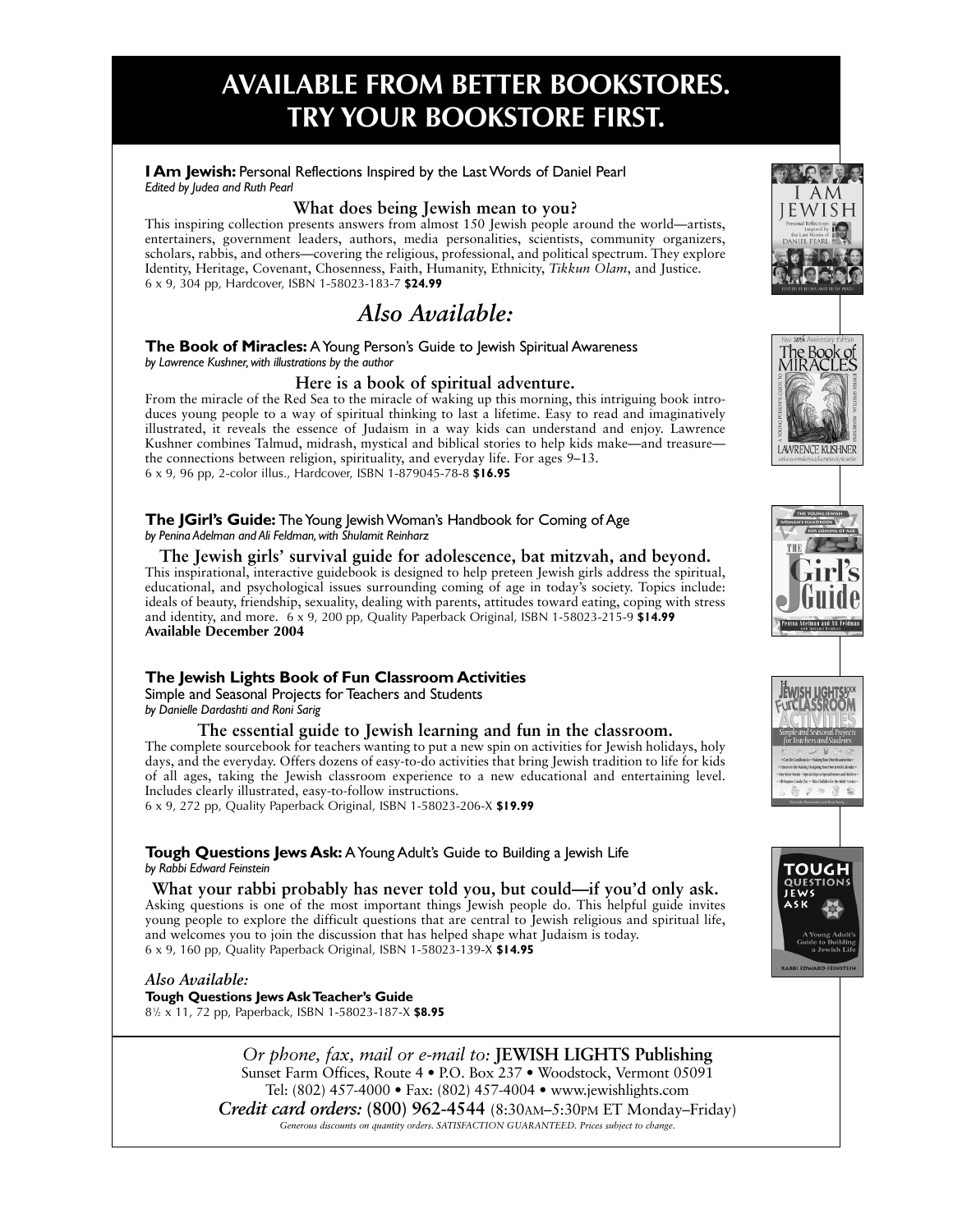# AVAILABLE FROM BETTER BOOKSTORES. TRY YOUR BOOKSTORE FIRST.

**I Am Jewish:** Personal Reflections Inspired by the Last Words of Daniel Pearl
*Edited by Judea and Ruth Pearl*

**What does being Jewish mean to you?**
This inspiring collection presents answers from almost 150 Jewish people around the world—artists, entertainers, government leaders, authors, media personalities, scientists, community organizers, scholars, rabbis, and others—covering the religious, professional, and political spectrum. They explore Identity, Heritage, Covenant, Chosenness, Faith, Humanity, Ethnicity, *Tikkun Olam*, and Justice.
6 x 9, 304 pp, Hardcover, ISBN 1-58023-183-7 **$24.99**

## *Also Available:*

**The Book of Miracles:** A Young Person's Guide to Jewish Spiritual Awareness
*by Lawrence Kushner, with illustrations by the author*

**Here is a book of spiritual adventure.**
From the miracle of the Red Sea to the miracle of waking up this morning, this intriguing book introduces young people to a way of spiritual thinking to last a lifetime. Easy to read and imaginatively illustrated, it reveals the essence of Judaism in a way kids can understand and enjoy. Lawrence Kushner combines Talmud, midrash, mystical and biblical stories to help kids make—and treasure—the connections between religion, spirituality, and everyday life. For ages 9–13.
6 x 9, 96 pp, 2-color illus., Hardcover, ISBN 1-879045-78-8 **$16.95**

**The JGirl's Guide:** The Young Jewish Woman's Handbook for Coming of Age
*by Penina Adelman and Ali Feldman, with Shulamit Reinharz*

**The Jewish girls' survival guide for adolescence, bat mitzvah, and beyond.**
This inspirational, interactive guidebook is designed to help preteen Jewish girls address the spiritual, educational, and psychological issues surrounding coming of age in today's society. Topics include: ideals of beauty, friendship, sexuality, dealing with parents, attitudes toward eating, coping with stress and identity, and more. 6 x 9, 200 pp, Quality Paperback Original, ISBN 1-58023-215-9 **$14.99**
**Available December 2004**

**The Jewish Lights Book of Fun Classroom Activities**
Simple and Seasonal Projects for Teachers and Students
*by Danielle Dardashti and Roni Sarig*

**The essential guide to Jewish learning and fun in the classroom.**
The complete sourcebook for teachers wanting to put a new spin on activities for Jewish holidays, holy days, and the everyday. Offers dozens of easy-to-do activities that bring Jewish tradition to life for kids of all ages, taking the Jewish classroom experience to a new educational and entertaining level. Includes clearly illustrated, easy-to-follow instructions.
6 x 9, 272 pp, Quality Paperback Original, ISBN 1-58023-206-X **$19.99**

**Tough Questions Jews Ask:** A Young Adult's Guide to Building a Jewish Life
*by Rabbi Edward Feinstein*

**What your rabbi probably has never told you, but could—if you'd only ask.**
Asking questions is one of the most important things Jewish people do. This helpful guide invites young people to explore the difficult questions that are central to Jewish religious and spiritual life, and welcomes you to join the discussion that has helped shape what Judaism is today.
6 x 9, 160 pp, Quality Paperback Original, ISBN 1-58023-139-X **$14.95**

*Also Available:*
**Tough Questions Jews Ask Teacher's Guide**
8½ x 11, 72 pp, Paperback, ISBN 1-58023-187-X **$8.95**

*Or phone, fax, mail or e-mail to:* **JEWISH LIGHTS Publishing**
Sunset Farm Offices, Route 4 • P.O. Box 237 • Woodstock, Vermont 05091
Tel: (802) 457-4000 • Fax: (802) 457-4004 • www.jewishlights.com
***Credit card orders:* (800) 962-4544** (8:30AM–5:30PM ET Monday–Friday)
*Generous discounts on quantity orders. SATISFACTION GUARANTEED. Prices subject to change.*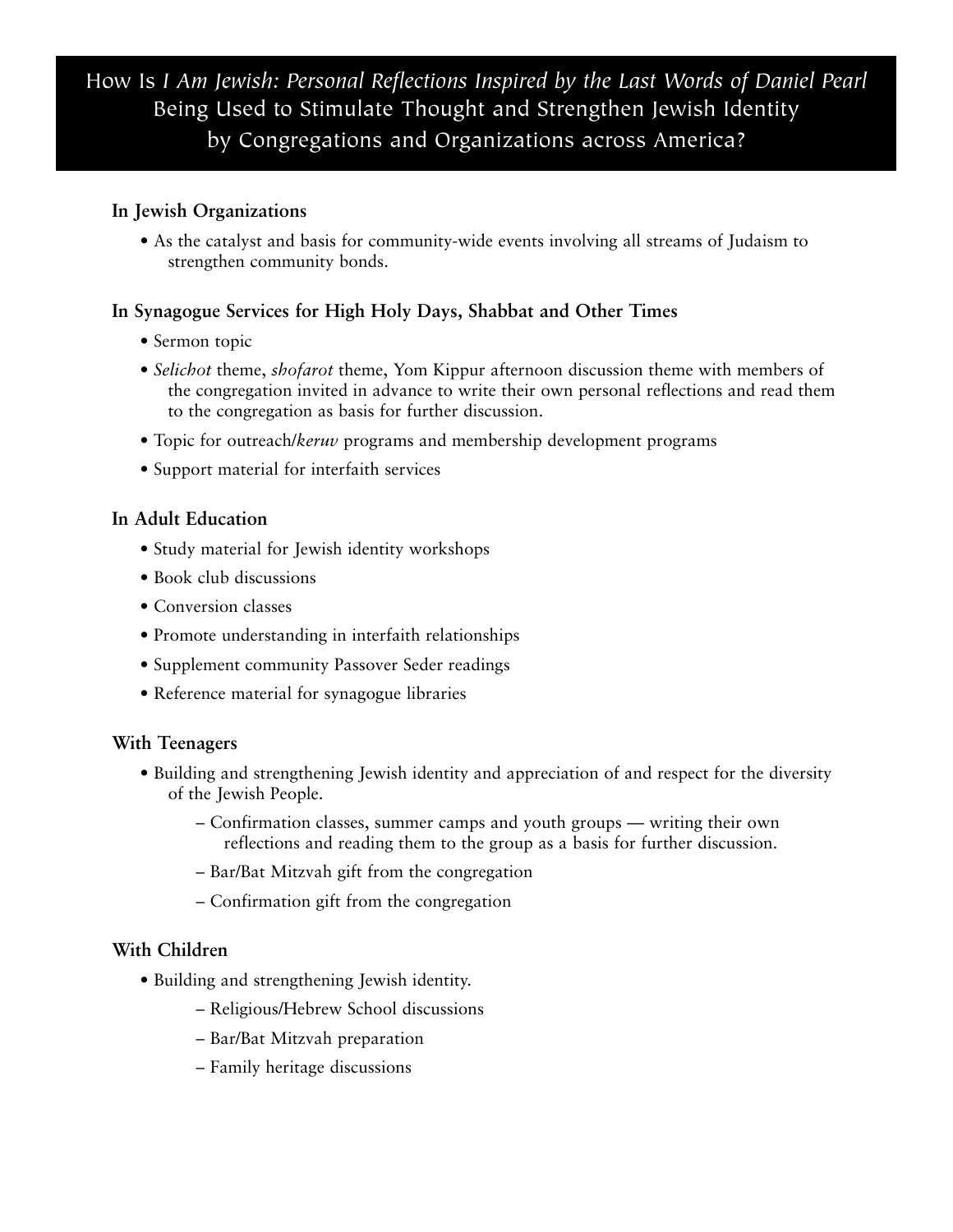# How Is *I Am Jewish: Personal Reflections Inspired by the Last Words of Daniel Pearl* Being Used to Stimulate Thought and Strengthen Jewish Identity by Congregations and Organizations across America?

**In Jewish Organizations**

- As the catalyst and basis for community-wide events involving all streams of Judaism to strengthen community bonds.

**In Synagogue Services for High Holy Days, Shabbat and Other Times**

- Sermon topic
- *Selichot* theme, *shofarot* theme, Yom Kippur afternoon discussion theme with members of the congregation invited in advance to write their own personal reflections and read them to the congregation as basis for further discussion.
- Topic for outreach/*keruv* programs and membership development programs
- Support material for interfaith services

**In Adult Education**

- Study material for Jewish identity workshops
- Book club discussions
- Conversion classes
- Promote understanding in interfaith relationships
- Supplement community Passover Seder readings
- Reference material for synagogue libraries

**With Teenagers**

- Building and strengthening Jewish identity and appreciation of and respect for the diversity of the Jewish People.
  - Confirmation classes, summer camps and youth groups — writing their own reflections and reading them to the group as a basis for further discussion.
  - Bar/Bat Mitzvah gift from the congregation
  - Confirmation gift from the congregation

**With Children**

- Building and strengthening Jewish identity.
  - Religious/Hebrew School discussions
  - Bar/Bat Mitzvah preparation
  - Family heritage discussions